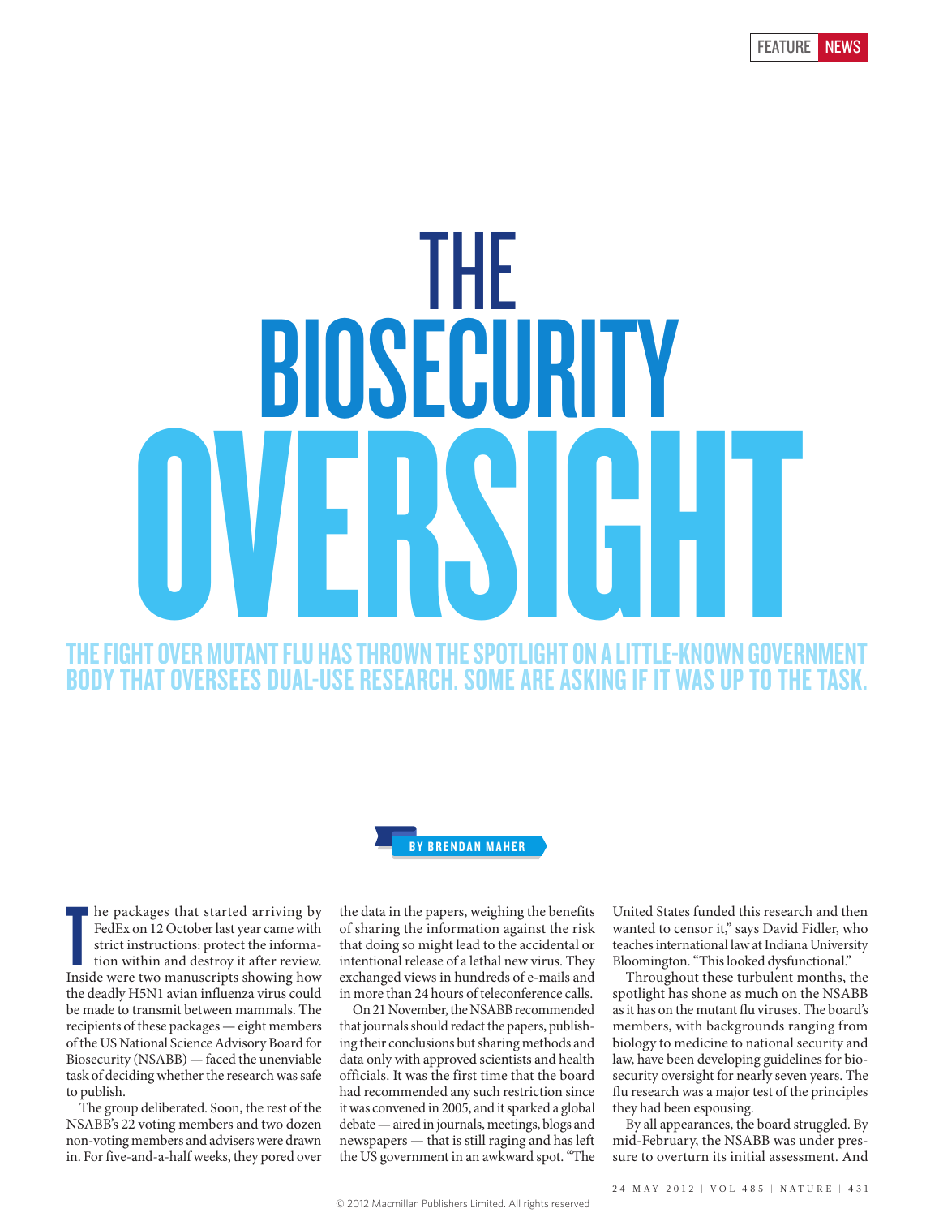# THE BIOSECURITY OVERSIGHT

## THE FIGHT OVER MUTANT FLU HAS THROWN THE SPOTLIGHT ON A LITTLE-KNOWN GOVERNMENT BODY THAT OVERSEES DUAL-USE RESEARCH. SOME ARE ASKING IF IT WAS UP TO THE TASK.

**BY BRENDAN MAHER**

The packages that started arriving by FedEx on 12 October last year came with strict instructions: protect the information within and destroy it after review. Inside were two manuscripts showing how the deadly H5N1 avian influenza virus could be made to transmit between mammals. The recipients of these packages — eight members of the US National Science Advisory Board for Biosecurity (NSABB) — faced the unenviable task of deciding whether the research was safe to publish.

The group deliberated. Soon, the rest of the NSABB's 22 voting members and two dozen non-voting members and advisers were drawn in. For five-and-a-half weeks, they pored over the data in the papers, weighing the benefits of sharing the information against the risk that doing so might lead to the accidental or intentional release of a lethal new virus. They exchanged views in hundreds of e-mails and in more than 24 hours of teleconference calls.

On 21 November, the NSABB recommended that journals should redact the papers, publishing their conclusions but sharing methods and data only with approved scientists and health officials. It was the first time that the board had recommended any such restriction since it was convened in 2005, and it sparked a global debate — aired in journals, meetings, blogs and newspapers — that is still raging and has left the US government in an awkward spot. "The United States funded this research and then wanted to censor it," says David Fidler, who teaches international law at Indiana University Bloomington. "This looked dysfunctional."

Throughout these turbulent months, the spotlight has shone as much on the NSABB as it has on the mutant flu viruses. The board's members, with backgrounds ranging from biology to medicine to national security and law, have been developing guidelines for biosecurity oversight for nearly seven years. The flu research was a major test of the principles they had been espousing.

By all appearances, the board struggled. By mid-February, the NSABB was under pressure to overturn its initial assessment. And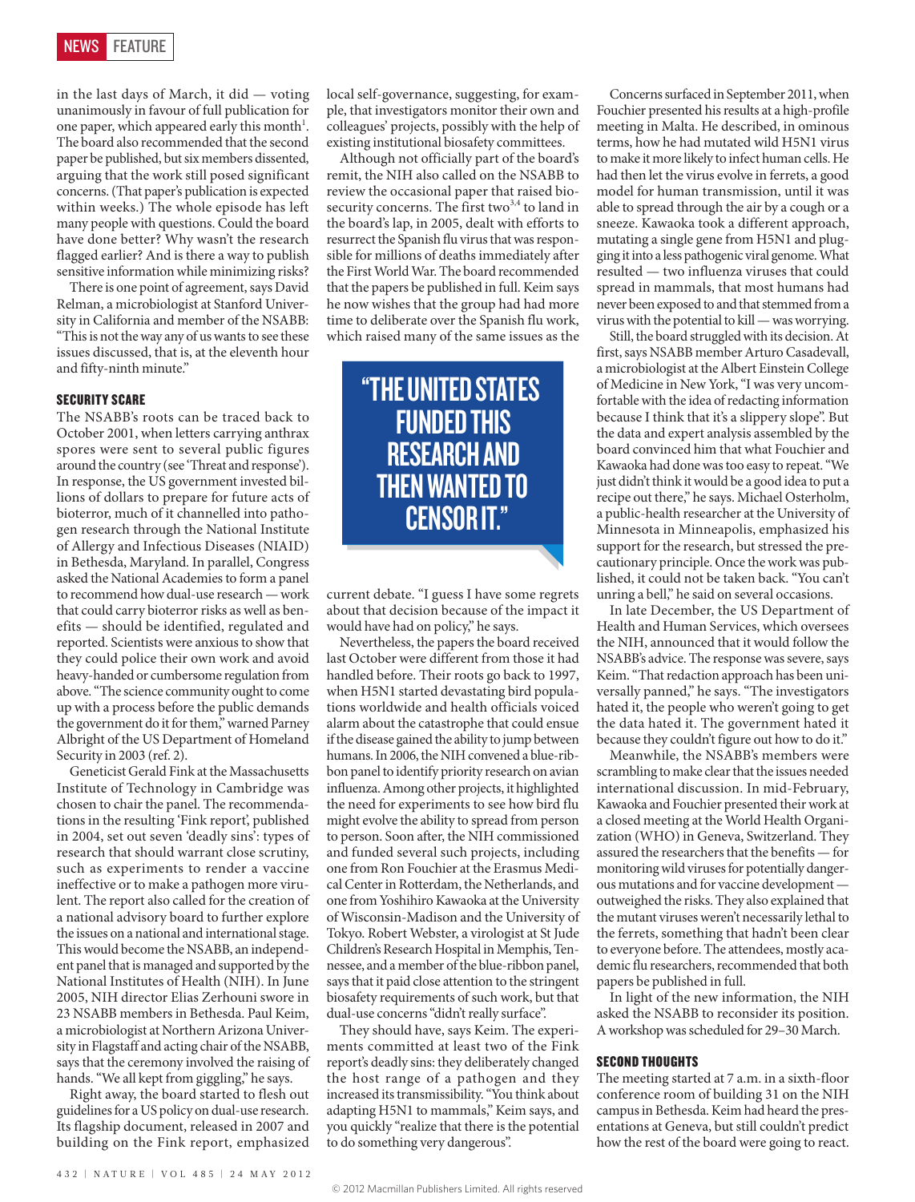in the last days of March, it did — voting unanimously in favour of full publication for one paper, which appeared early this month[1]. The board also recommended that the second paper be published, but six members dissented, arguing that the work still posed significant concerns. (That paper's publication is expected within weeks.) The whole episode has left many people with questions. Could the board have done better? Why wasn't the research flagged earlier? And is there a way to publish sensitive information while minimizing risks?

There is one point of agreement, says David Relman, a microbiologist at Stanford University in California and member of the NSABB: "This is not the way any of us wants to see these issues discussed, that is, at the eleventh hour and fifty-ninth minute."

### SECURITY SCARE

The NSABB's roots can be traced back to October 2001, when letters carrying anthrax spores were sent to several public figures around the country (see 'Threat and response'). In response, the US government invested billions of dollars to prepare for future acts of bioterror, much of it channelled into pathogen research through the National Institute of Allergy and Infectious Diseases (NIAID) in Bethesda, Maryland. In parallel, Congress asked the National Academies to form a panel to recommend how dual-use research — work that could carry bioterror risks as well as benefits — should be identified, regulated and reported. Scientists were anxious to show that they could police their own work and avoid heavy-handed or cumbersome regulation from above. "The science community ought to come up with a process before the public demands the government do it for them," warned Parney Albright of the US Department of Homeland Security in 2003 (ref. 2).

Geneticist Gerald Fink at the Massachusetts Institute of Technology in Cambridge was chosen to chair the panel. The recommendations in the resulting 'Fink report', published in 2004, set out seven 'deadly sins': types of research that should warrant close scrutiny, such as experiments to render a vaccine ineffective or to make a pathogen more virulent. The report also called for the creation of a national advisory board to further explore the issues on a national and international stage. This would become the NSABB, an independent panel that is managed and supported by the National Institutes of Health (NIH). In June 2005, NIH director Elias Zerhouni swore in 23 NSABB members in Bethesda. Paul Keim, a microbiologist at Northern Arizona University in Flagstaff and acting chair of the NSABB, says that the ceremony involved the raising of hands. "We all kept from giggling," he says.

Right away, the board started to flesh out guidelines for a US policy on dual-use research. Its flagship document, released in 2007 and building on the Fink report, emphasized local self-governance, suggesting, for example, that investigators monitor their own and colleagues' projects, possibly with the help of existing institutional biosafety committees.

Although not officially part of the board's remit, the NIH also called on the NSABB to review the occasional paper that raised biosecurity concerns. The first two[3,4] to land in the board's lap, in 2005, dealt with efforts to resurrect the Spanish flu virus that was responsible for millions of deaths immediately after the First World War. The board recommended that the papers be published in full. Keim says he now wishes that the group had had more time to deliberate over the Spanish flu work, which raised many of the same issues as the current debate. "I guess I have some regrets about that decision because of the impact it would have had on policy," he says.

> "THE UNITED STATES FUNDED THIS RESEARCH AND THEN WANTED TO CENSOR IT."

Nevertheless, the papers the board received last October were different from those it had handled before. Their roots go back to 1997, when H5N1 started devastating bird populations worldwide and health officials voiced alarm about the catastrophe that could ensue if the disease gained the ability to jump between humans. In 2006, the NIH convened a blue-ribbon panel to identify priority research on avian influenza. Among other projects, it highlighted the need for experiments to see how bird flu might evolve the ability to spread from person to person. Soon after, the NIH commissioned and funded several such projects, including one from Ron Fouchier at the Erasmus Medical Center in Rotterdam, the Netherlands, and one from Yoshihiro Kawaoka at the University of Wisconsin-Madison and the University of Tokyo. Robert Webster, a virologist at St Jude Children's Research Hospital in Memphis, Tennessee, and a member of the blue-ribbon panel, says that it paid close attention to the stringent biosafety requirements of such work, but that dual-use concerns "didn't really surface".

They should have, says Keim. The experiments committed at least two of the Fink report's deadly sins: they deliberately changed the host range of a pathogen and they increased its transmissibility. "You think about adapting H5N1 to mammals," Keim says, and you quickly "realize that there is the potential to do something very dangerous".

Concerns surfaced in September 2011, when Fouchier presented his results at a high-profile meeting in Malta. He described, in ominous terms, how he had mutated wild H5N1 virus to make it more likely to infect human cells. He had then let the virus evolve in ferrets, a good model for human transmission, until it was able to spread through the air by a cough or a sneeze. Kawaoka took a different approach, mutating a single gene from H5N1 and plugging it into a less pathogenic viral genome. What resulted — two influenza viruses that could spread in mammals, that most humans had never been exposed to and that stemmed from a virus with the potential to kill — was worrying.

Still, the board struggled with its decision. At first, says NSABB member Arturo Casadevall, a microbiologist at the Albert Einstein College of Medicine in New York, "I was very uncomfortable with the idea of redacting information because I think that it's a slippery slope". But the data and expert analysis assembled by the board convinced him that what Fouchier and Kawaoka had done was too easy to repeat. "We just didn't think it would be a good idea to put a recipe out there," he says. Michael Osterholm, a public-health researcher at the University of Minnesota in Minneapolis, emphasized his support for the research, but stressed the precautionary principle. Once the work was published, it could not be taken back. "You can't unring a bell," he said on several occasions.

In late December, the US Department of Health and Human Services, which oversees the NIH, announced that it would follow the NSABB's advice. The response was severe, says Keim. "That redaction approach has been universally panned," he says. "The investigators hated it, the people who weren't going to get the data hated it. The government hated it because they couldn't figure out how to do it."

Meanwhile, the NSABB's members were scrambling to make clear that the issues needed international discussion. In mid-February, Kawaoka and Fouchier presented their work at a closed meeting at the World Health Organization (WHO) in Geneva, Switzerland. They assured the researchers that the benefits — for monitoring wild viruses for potentially dangerous mutations and for vaccine development — outweighed the risks. They also explained that the mutant viruses weren't necessarily lethal to the ferrets, something that hadn't been clear to everyone before. The attendees, mostly academic flu researchers, recommended that both papers be published in full.

In light of the new information, the NIH asked the NSABB to reconsider its position. A workshop was scheduled for 29–30 March.

### SECOND THOUGHTS

The meeting started at 7 a.m. in a sixth-floor conference room of building 31 on the NIH campus in Bethesda. Keim had heard the presentations at Geneva, but still couldn't predict how the rest of the board were going to react.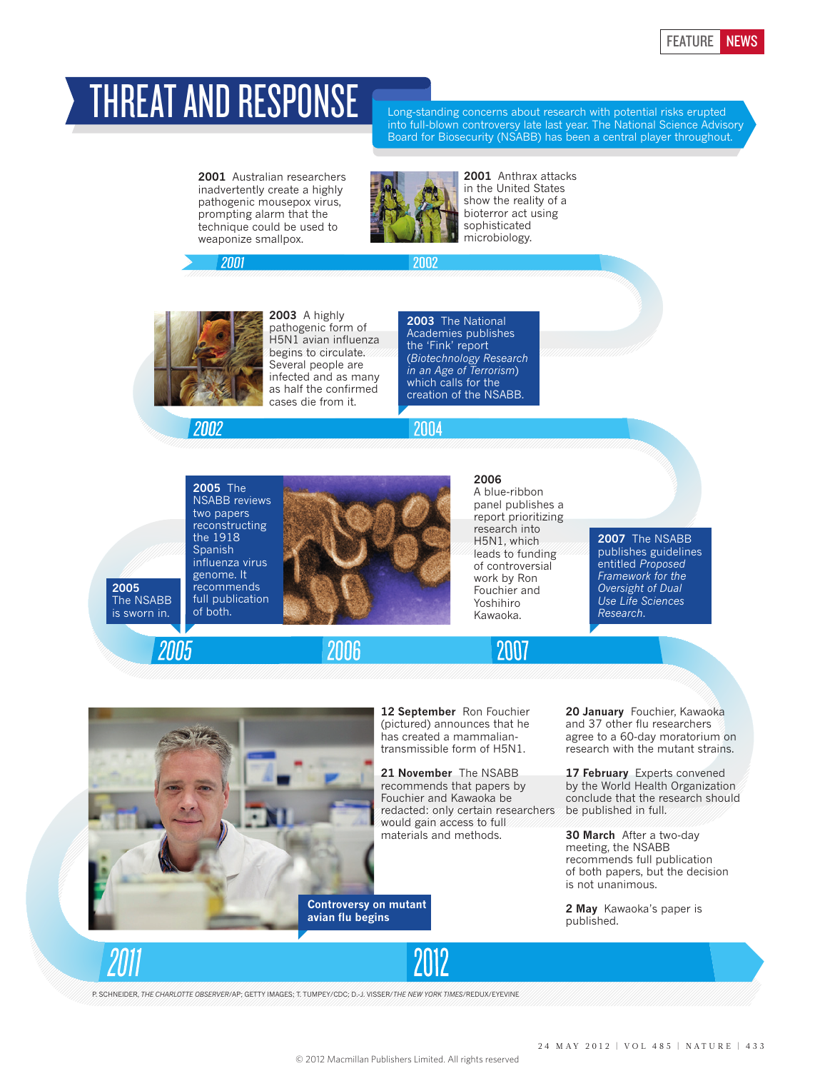# THREAT AND RESPONSE

Long-standing concerns about research with potential risks erupted into full-blown controversy late last year. The National Science Advisory Board for Biosecurity (NSABB) has been a central player throughout.

## 2001

**2001** Australian researchers inadvertently create a highly pathogenic mousepox virus, prompting alarm that the technique could be used to weaponize smallpox.

**2001** Anthrax attacks in the United States show the reality of a bioterror act using sophisticated microbiology.

## 2002

**2003** A highly pathogenic form of H5N1 avian influenza begins to circulate. Several people are infected and as many as half the confirmed cases die from it.

## 2004

**2003** The National Academies publishes the 'Fink' report (*Biotechnology Research in an Age of Terrorism*) which calls for the creation of the NSABB.

## 2005

**2005** The NSABB is sworn in.

**2005** The NSABB reviews two papers reconstructing the 1918 Spanish influenza virus genome. It recommends full publication of both.

## 2006

**2006** A blue-ribbon panel publishes a report prioritizing research into H5N1, which leads to funding of controversial work by Ron Fouchier and Yoshihiro Kawaoka.

## 2007

**2007** The NSABB publishes guidelines entitled *Proposed Framework for the Oversight of Dual Use Life Sciences Research.*

## 2011

**Controversy on mutant avian flu begins**

**12 September** Ron Fouchier (pictured) announces that he has created a mammalian-transmissible form of H5N1.

**21 November** The NSABB recommends that papers by Fouchier and Kawaoka be redacted: only certain researchers would gain access to full materials and methods.

## 2012

**20 January** Fouchier, Kawaoka and 37 other flu researchers agree to a 60-day moratorium on research with the mutant strains.

**17 February** Experts convened by the World Health Organization conclude that the research should be published in full.

**30 March** After a two-day meeting, the NSABB recommends full publication of both papers, but the decision is not unanimous.

**2 May** Kawaoka's paper is published.

P. SCHNEIDER, *THE CHARLOTTE OBSERVER*/AP; GETTY IMAGES; T. TUMPEY/CDC; D.-J. VISSER/*THE NEW YORK TIMES*/REDUX/EYEVINE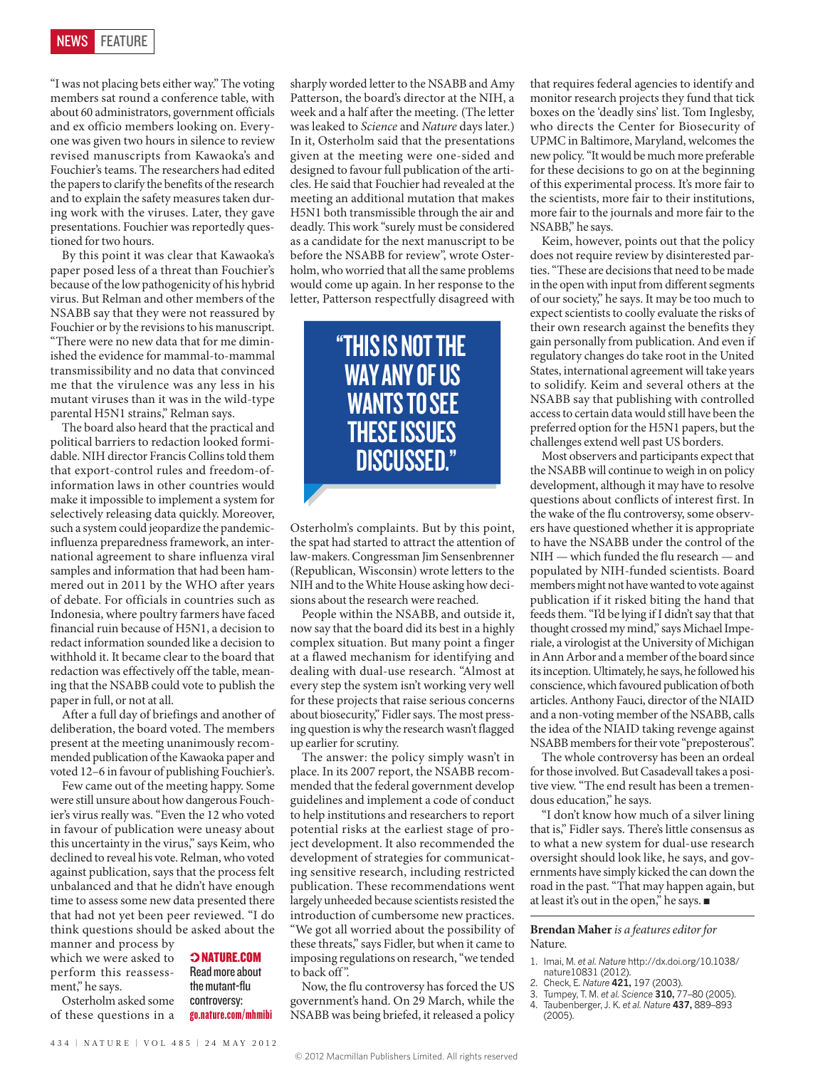"I was not placing bets either way." The voting members sat round a conference table, with about 60 administrators, government officials and ex officio members looking on. Everyone was given two hours in silence to review revised manuscripts from Kawaoka's and Fouchier's teams. The researchers had edited the papers to clarify the benefits of the research and to explain the safety measures taken during work with the viruses. Later, they gave presentations. Fouchier was reportedly questioned for two hours.

By this point it was clear that Kawaoka's paper posed less of a threat than Fouchier's because of the low pathogenicity of his hybrid virus. But Relman and other members of the NSABB say that they were not reassured by Fouchier or by the revisions to his manuscript. "There were no new data that for me diminished the evidence for mammal-to-mammal transmissibility and no data that convinced me that the virulence was any less in his mutant viruses than it was in the wild-type parental H5N1 strains," Relman says.

The board also heard that the practical and political barriers to redaction looked formidable. NIH director Francis Collins told them that export-control rules and freedom-of-information laws in other countries would make it impossible to implement a system for selectively releasing data quickly. Moreover, such a system could jeopardize the pandemic-influenza preparedness framework, an international agreement to share influenza viral samples and information that had been hammered out in 2011 by the WHO after years of debate. For officials in countries such as Indonesia, where poultry farmers have faced financial ruin because of H5N1, a decision to redact information sounded like a decision to withhold it. It became clear to the board that redaction was effectively off the table, meaning that the NSABB could vote to publish the paper in full, or not at all.

After a full day of briefings and another of deliberation, the board voted. The members present at the meeting unanimously recommended publication of the Kawaoka paper and voted 12–6 in favour of publishing Fouchier's.

Few came out of the meeting happy. Some were still unsure about how dangerous Fouchier's virus really was. "Even the 12 who voted in favour of publication were uneasy about this uncertainty in the virus," says Keim, who declined to reveal his vote. Relman, who voted against publication, says that the process felt unbalanced and that he didn't have enough time to assess some new data presented there that had not yet been peer reviewed. "I do think questions should be asked about the manner and process by which we were asked to perform this reassessment," he says.

Osterholm asked some of these questions in a sharply worded letter to the NSABB and Amy Patterson, the board's director at the NIH, a week and a half after the meeting. (The letter was leaked to *Science* and *Nature* days later.) In it, Osterholm said that the presentations given at the meeting were one-sided and designed to favour full publication of the articles. He said that Fouchier had revealed at the meeting an additional mutation that makes H5N1 both transmissible through the air and deadly. This work "surely must be considered as a candidate for the next manuscript to be before the NSABB for review", wrote Osterholm, who worried that all the same problems would come up again. In her response to the letter, Patterson respectfully disagreed with Osterholm's complaints. But by this point, the spat had started to attract the attention of law-makers. Congressman Jim Sensenbrenner (Republican, Wisconsin) wrote letters to the NIH and to the White House asking how decisions about the research were reached.

> "THIS IS NOT THE WAY ANY OF US WANTS TO SEE THESE ISSUES DISCUSSED."

> **NATURE.COM**
> Read more about the mutant-flu controversy:
> go.nature.com/mhmibi

People within the NSABB, and outside it, now say that the board did its best in a highly complex situation. But many point a finger at a flawed mechanism for identifying and dealing with dual-use research. "Almost at every step the system isn't working very well for these projects that raise serious concerns about biosecurity," Fidler says. The most pressing question is why the research wasn't flagged up earlier for scrutiny.

The answer: the policy simply wasn't in place. In its 2007 report, the NSABB recommended that the federal government develop guidelines and implement a code of conduct to help institutions and researchers to report potential risks at the earliest stage of project development. It also recommended the development of strategies for communicating sensitive research, including restricted publication. These recommendations went largely unheeded because scientists resisted the introduction of cumbersome new practices. "We got all worried about the possibility of these threats," says Fidler, but when it came to imposing regulations on research, "we tended to back off".

Now, the flu controversy has forced the US government's hand. On 29 March, while the NSABB was being briefed, it released a policy that requires federal agencies to identify and monitor research projects they fund that tick boxes on the 'deadly sins' list. Tom Inglesby, who directs the Center for Biosecurity of UPMC in Baltimore, Maryland, welcomes the new policy. "It would be much more preferable for these decisions to go on at the beginning of this experimental process. It's more fair to the scientists, more fair to their institutions, more fair to the journals and more fair to the NSABB," he says.

Keim, however, points out that the policy does not require review by disinterested parties. "These are decisions that need to be made in the open with input from different segments of our society," he says. It may be too much to expect scientists to coolly evaluate the risks of their own research against the benefits they gain personally from publication. And even if regulatory changes do take root in the United States, international agreement will take years to solidify. Keim and several others at the NSABB say that publishing with controlled access to certain data would still have been the preferred option for the H5N1 papers, but the challenges extend well past US borders.

Most observers and participants expect that the NSABB will continue to weigh in on policy development, although it may have to resolve questions about conflicts of interest first. In the wake of the flu controversy, some observers have questioned whether it is appropriate to have the NSABB under the control of the NIH — which funded the flu research — and populated by NIH-funded scientists. Board members might not have wanted to vote against publication if it risked biting the hand that feeds them. "I'd be lying if I didn't say that that thought crossed my mind," says Michael Imperiale, a virologist at the University of Michigan in Ann Arbor and a member of the board since its inception. Ultimately, he says, he followed his conscience, which favoured publication of both articles. Anthony Fauci, director of the NIAID and a non-voting member of the NSABB, calls the idea of the NIAID taking revenge against NSABB members for their vote "preposterous".

The whole controversy has been an ordeal for those involved. But Casadevall takes a positive view. "The end result has been a tremendous education," he says.

"I don't know how much of a silver lining that is," Fidler says. There's little consensus as to what a new system for dual-use research oversight should look like, he says, and governments have simply kicked the can down the road in the past. "That may happen again, but at least it's out in the open," he says. ■

**Brendan Maher** *is a features editor for* Nature.

1. Imai, M. *et al. Nature* http://dx.doi.org/10.1038/nature10831 (2012).
2. Check, E. *Nature* **421,** 197 (2003).
3. Tumpey, T. M. *et al. Science* **310,** 77–80 (2005).
4. Taubenberger, J. K. *et al. Nature* **437,** 889–893 (2005).